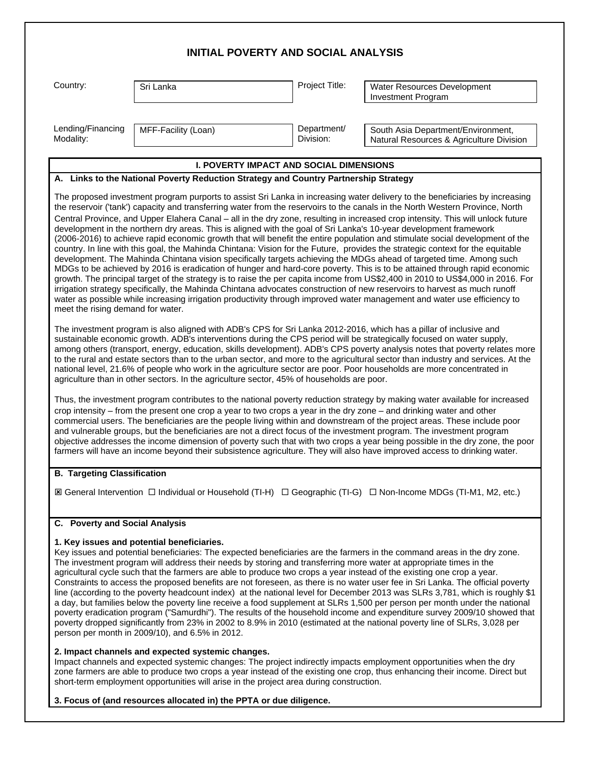# INITIAL POVERTY AND SOCIAL ANALYSIS

| Country: | Sri Lanka | Project Title: | Water Resources Development Investment Program |
|---|---|---|---|
| Lending/Financing Modality: | MFF-Facility (Loan) | Department/ Division: | South Asia Department/Environment, Natural Resources & Agriculture Division |

## I. POVERTY IMPACT AND SOCIAL DIMENSIONS

### A. Links to the National Poverty Reduction Strategy and Country Partnership Strategy

The proposed investment program purports to assist Sri Lanka in increasing water delivery to the beneficiaries by increasing the reservoir ('tank') capacity and transferring water from the reservoirs to the canals in the North Western Province, North Central Province, and Upper Elahera Canal – all in the dry zone, resulting in increased crop intensity. This will unlock future development in the northern dry areas. This is aligned with the goal of Sri Lanka's 10-year development framework (2006-2016) to achieve rapid economic growth that will benefit the entire population and stimulate social development of the country. In line with this goal, the Mahinda Chintana: Vision for the Future, provides the strategic context for the equitable development. The Mahinda Chintana vision specifically targets achieving the MDGs ahead of targeted time. Among such MDGs to be achieved by 2016 is eradication of hunger and hard-core poverty. This is to be attained through rapid economic growth. The principal target of the strategy is to raise the per capita income from US$2,400 in 2010 to US$4,000 in 2016. For irrigation strategy specifically, the Mahinda Chintana advocates construction of new reservoirs to harvest as much runoff water as possible while increasing irrigation productivity through improved water management and water use efficiency to meet the rising demand for water.

The investment program is also aligned with ADB's CPS for Sri Lanka 2012-2016, which has a pillar of inclusive and sustainable economic growth. ADB's interventions during the CPS period will be strategically focused on water supply, among others (transport, energy, education, skills development). ADB's CPS poverty analysis notes that poverty relates more to the rural and estate sectors than to the urban sector, and more to the agricultural sector than industry and services. At the national level, 21.6% of people who work in the agriculture sector are poor. Poor households are more concentrated in agriculture than in other sectors. In the agriculture sector, 45% of households are poor.

Thus, the investment program contributes to the national poverty reduction strategy by making water available for increased crop intensity – from the present one crop a year to two crops a year in the dry zone – and drinking water and other commercial users. The beneficiaries are the people living within and downstream of the project areas. These include poor and vulnerable groups, but the beneficiaries are not a direct focus of the investment program. The investment program objective addresses the income dimension of poverty such that with two crops a year being possible in the dry zone, the poor farmers will have an income beyond their subsistence agriculture. They will also have improved access to drinking water.

### B. Targeting Classification

☒ General Intervention ☐ Individual or Household (TI-H) ☐ Geographic (TI-G) ☐ Non-Income MDGs (TI-M1, M2, etc.)

### C. Poverty and Social Analysis

**1. Key issues and potential beneficiaries.**

Key issues and potential beneficiaries: The expected beneficiaries are the farmers in the command areas in the dry zone. The investment program will address their needs by storing and transferring more water at appropriate times in the agricultural cycle such that the farmers are able to produce two crops a year instead of the existing one crop a year. Constraints to access the proposed benefits are not foreseen, as there is no water user fee in Sri Lanka. The official poverty line (according to the poverty headcount index) at the national level for December 2013 was SLRs 3,781, which is roughly $1 a day, but families below the poverty line receive a food supplement at SLRs 1,500 per person per month under the national poverty eradication program ("Samurdhi"). The results of the household income and expenditure survey 2009/10 showed that poverty dropped significantly from 23% in 2002 to 8.9% in 2010 (estimated at the national poverty line of SLRs, 3,028 per person per month in 2009/10), and 6.5% in 2012.

**2. Impact channels and expected systemic changes.**

Impact channels and expected systemic changes: The project indirectly impacts employment opportunities when the dry zone farmers are able to produce two crops a year instead of the existing one crop, thus enhancing their income. Direct but short-term employment opportunities will arise in the project area during construction.

**3. Focus of (and resources allocated in) the PPTA or due diligence.**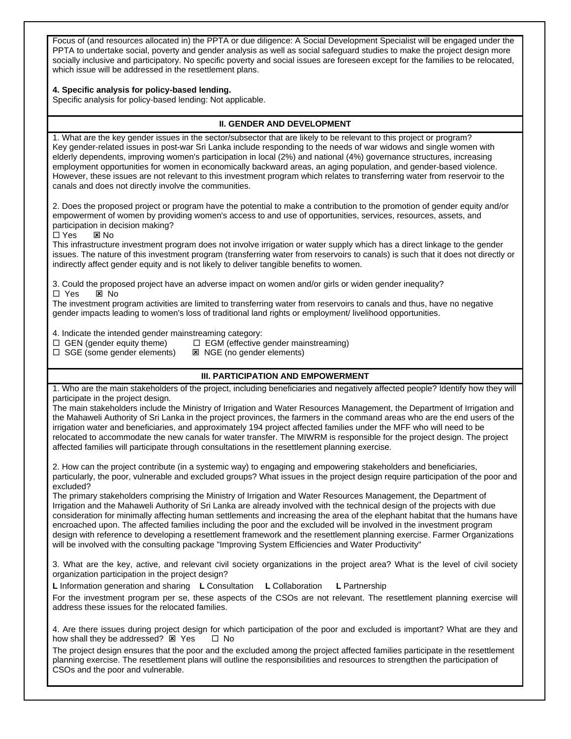Focus of (and resources allocated in) the PPTA or due diligence: A Social Development Specialist will be engaged under the PPTA to undertake social, poverty and gender analysis as well as social safeguard studies to make the project design more socially inclusive and participatory. No specific poverty and social issues are foreseen except for the families to be relocated, which issue will be addressed in the resettlement plans.

**4. Specific analysis for policy-based lending.**
Specific analysis for policy-based lending: Not applicable.

## II. GENDER AND DEVELOPMENT

1. What are the key gender issues in the sector/subsector that are likely to be relevant to this project or program?
Key gender-related issues in post-war Sri Lanka include responding to the needs of war widows and single women with elderly dependents, improving women's participation in local (2%) and national (4%) governance structures, increasing employment opportunities for women in economically backward areas, an aging population, and gender-based violence. However, these issues are not relevant to this investment program which relates to transferring water from reservoir to the canals and does not directly involve the communities.

2. Does the proposed project or program have the potential to make a contribution to the promotion of gender equity and/or empowerment of women by providing women's access to and use of opportunities, services, resources, assets, and participation in decision making?
☐ Yes ☒ No
This infrastructure investment program does not involve irrigation or water supply which has a direct linkage to the gender issues. The nature of this investment program (transferring water from reservoirs to canals) is such that it does not directly or indirectly affect gender equity and is not likely to deliver tangible benefits to women.

3. Could the proposed project have an adverse impact on women and/or girls or widen gender inequality?
☐ Yes ☒ No
The investment program activities are limited to transferring water from reservoirs to canals and thus, have no negative gender impacts leading to women's loss of traditional land rights or employment/ livelihood opportunities.

4. Indicate the intended gender mainstreaming category:
☐ GEN (gender equity theme) ☐ EGM (effective gender mainstreaming)
☐ SGE (some gender elements) ☒ NGE (no gender elements)

## III. PARTICIPATION AND EMPOWERMENT

1. Who are the main stakeholders of the project, including beneficiaries and negatively affected people? Identify how they will participate in the project design.
The main stakeholders include the Ministry of Irrigation and Water Resources Management, the Department of Irrigation and the Mahaweli Authority of Sri Lanka in the project provinces, the farmers in the command areas who are the end users of the irrigation water and beneficiaries, and approximately 194 project affected families under the MFF who will need to be relocated to accommodate the new canals for water transfer. The MIWRM is responsible for the project design. The project affected families will participate through consultations in the resettlement planning exercise.

2. How can the project contribute (in a systemic way) to engaging and empowering stakeholders and beneficiaries, particularly, the poor, vulnerable and excluded groups? What issues in the project design require participation of the poor and excluded?
The primary stakeholders comprising the Ministry of Irrigation and Water Resources Management, the Department of Irrigation and the Mahaweli Authority of Sri Lanka are already involved with the technical design of the projects with due consideration for minimally affecting human settlements and increasing the area of the elephant habitat that the humans have encroached upon. The affected families including the poor and the excluded will be involved in the investment program design with reference to developing a resettlement framework and the resettlement planning exercise. Farmer Organizations will be involved with the consulting package "Improving System Efficiencies and Water Productivity"

3. What are the key, active, and relevant civil society organizations in the project area? What is the level of civil society organization participation in the project design?
**L** Information generation and sharing **L** Consultation **L** Collaboration **L** Partnership
For the investment program per se, these aspects of the CSOs are not relevant. The resettlement planning exercise will address these issues for the relocated families.

4. Are there issues during project design for which participation of the poor and excluded is important? What are they and how shall they be addressed? ☒ Yes ☐ No
The project design ensures that the poor and the excluded among the project affected families participate in the resettlement planning exercise. The resettlement plans will outline the responsibilities and resources to strengthen the participation of CSOs and the poor and vulnerable.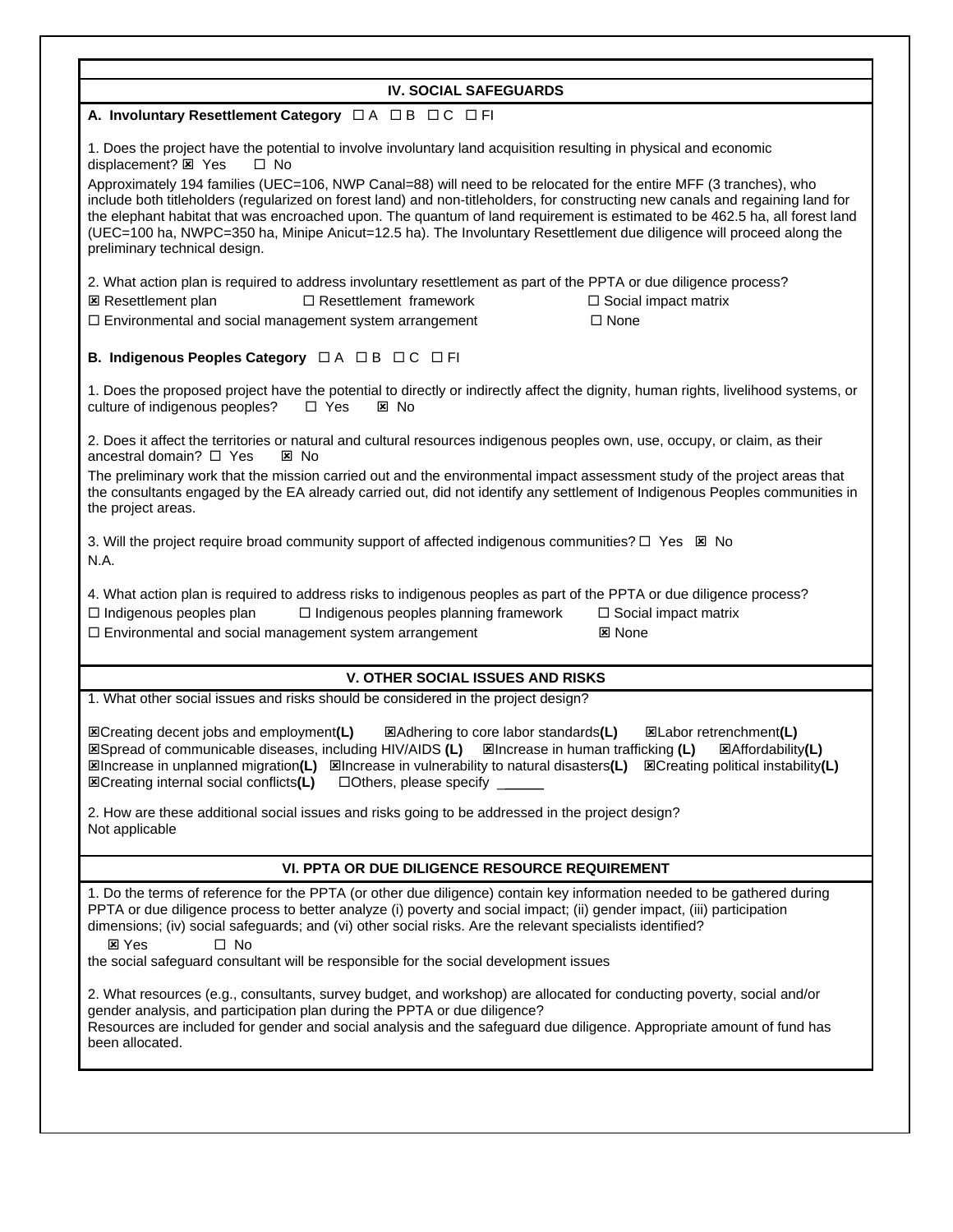## IV. SOCIAL SAFEGUARDS

**A. Involuntary Resettlement Category** ☐ A ☐ B ☐ C ☐ FI

1. Does the project have the potential to involve involuntary land acquisition resulting in physical and economic displacement? ☒ Yes ☐ No

Approximately 194 families (UEC=106, NWP Canal=88) will need to be relocated for the entire MFF (3 tranches), who include both titleholders (regularized on forest land) and non-titleholders, for constructing new canals and regaining land for the elephant habitat that was encroached upon. The quantum of land requirement is estimated to be 462.5 ha, all forest land (UEC=100 ha, NWPC=350 ha, Minipe Anicut=12.5 ha). The Involuntary Resettlement due diligence will proceed along the preliminary technical design.

2. What action plan is required to address involuntary resettlement as part of the PPTA or due diligence process?

☒ Resettlement plan ☐ Resettlement framework ☐ Social impact matrix
☐ Environmental and social management system arrangement ☐ None

**B. Indigenous Peoples Category** ☐ A ☐ B ☐ C ☐ FI

1. Does the proposed project have the potential to directly or indirectly affect the dignity, human rights, livelihood systems, or culture of indigenous peoples? ☐ Yes ☒ No

2. Does it affect the territories or natural and cultural resources indigenous peoples own, use, occupy, or claim, as their ancestral domain? ☐ Yes ☒ No

The preliminary work that the mission carried out and the environmental impact assessment study of the project areas that the consultants engaged by the EA already carried out, did not identify any settlement of Indigenous Peoples communities in the project areas.

3. Will the project require broad community support of affected indigenous communities? ☐ Yes ☒ No

N.A.

4. What action plan is required to address risks to indigenous peoples as part of the PPTA or due diligence process?

☐ Indigenous peoples plan ☐ Indigenous peoples planning framework ☐ Social impact matrix
☐ Environmental and social management system arrangement ☒ None

## V. OTHER SOCIAL ISSUES AND RISKS

1. What other social issues and risks should be considered in the project design?

☒Creating decent jobs and employment**(L)** ☒Adhering to core labor standards**(L)** ☒Labor retrenchment**(L)**
☒Spread of communicable diseases, including HIV/AIDS **(L)** ☒Increase in human trafficking **(L)** ☒Affordability**(L)**
☒Increase in unplanned migration**(L)** ☒Increase in vulnerability to natural disasters**(L)** ☒Creating political instability**(L)**
☒Creating internal social conflicts**(L)** ☐Others, please specify ______

2. How are these additional social issues and risks going to be addressed in the project design?

Not applicable

## VI. PPTA OR DUE DILIGENCE RESOURCE REQUIREMENT

1. Do the terms of reference for the PPTA (or other due diligence) contain key information needed to be gathered during PPTA or due diligence process to better analyze (i) poverty and social impact; (ii) gender impact, (iii) participation dimensions; (iv) social safeguards; and (vi) other social risks. Are the relevant specialists identified?

☒ Yes ☐ No

the social safeguard consultant will be responsible for the social development issues

2. What resources (e.g., consultants, survey budget, and workshop) are allocated for conducting poverty, social and/or gender analysis, and participation plan during the PPTA or due diligence?

Resources are included for gender and social analysis and the safeguard due diligence. Appropriate amount of fund has been allocated.